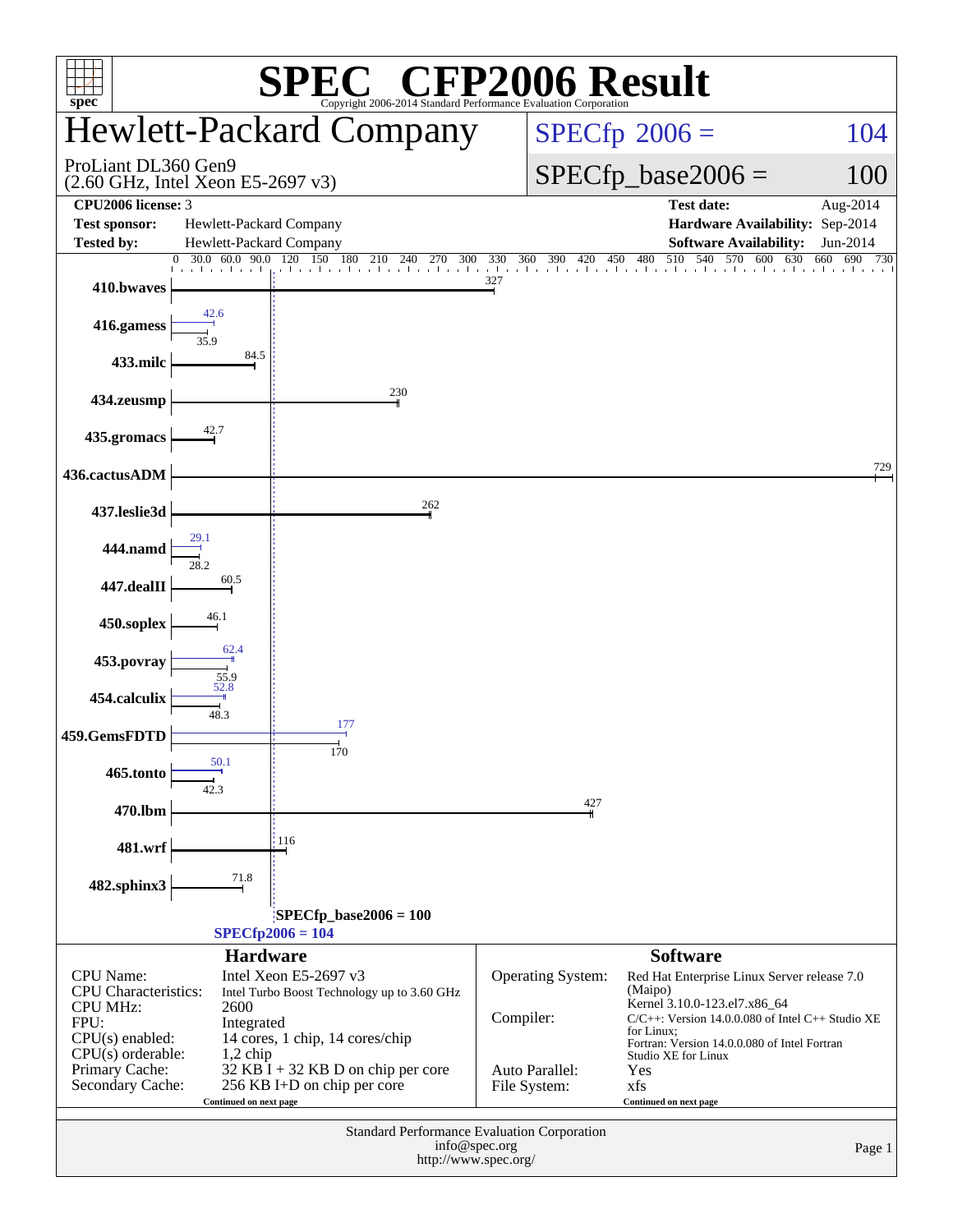# SPEC® CFP2006 Result

Copyright 2006-2014 Standard Performance Evaluation Corporation

## Hewlett-Packard Company

ProLiant DL360 Gen9
(2.60 GHz, Intel Xeon E5-2697 v3)

SPECfp 2006 = 104

SPECfp_base2006 = 100

| | | | |
|---|---|---|---|
| **CPU2006 license:** 3 | | **Test date:** | Aug-2014 |
| **Test sponsor:** | Hewlett-Packard Company | **Hardware Availability:** | Sep-2014 |
| **Tested by:** | Hewlett-Packard Company | **Software Availability:** | Jun-2014 |

| Benchmark | Base | Peak |
|---|---|---|
| 410.bwaves | 327 | 327 |
| 416.gamess | 35.9 | 42.6 |
| 433.milc | 84.5 | 84.5 |
| 434.zeusmp | 230 | 230 |
| 435.gromacs | 42.7 | 42.7 |
| 436.cactusADM | 729 | 729 |
| 437.leslie3d | 262 | 262 |
| 444.namd | 28.2 | 29.1 |
| 447.dealII | 60.5 | 60.5 |
| 450.soplex | 46.1 | 46.1 |
| 453.povray | 55.9 | 62.4 |
| 454.calculix | 48.3 | 52.8 |
| 459.GemsFDTD | 170 | 177 |
| 465.tonto | 42.3 | 50.1 |
| 470.lbm | 427 | 427 |
| 481.wrf | 116 | 116 |
| 482.sphinx3 | 71.8 | 71.8 |

SPECfp_base2006 = 100

SPECfp2006 = 104

### Hardware

| | |
|---|---|
| CPU Name: | Intel Xeon E5-2697 v3 |
| CPU Characteristics: | Intel Turbo Boost Technology up to 3.60 GHz |
| CPU MHz: | 2600 |
| FPU: | Integrated |
| CPU(s) enabled: | 14 cores, 1 chip, 14 cores/chip |
| CPU(s) orderable: | 1,2 chip |
| Primary Cache: | 32 KB I + 32 KB D on chip per core |
| Secondary Cache: | 256 KB I+D on chip per core |

Continued on next page

### Software

| | |
|---|---|
| Operating System: | Red Hat Enterprise Linux Server release 7.0 (Maipo) Kernel 3.10.0-123.el7.x86_64 |
| Compiler: | C/C++: Version 14.0.0.080 of Intel C++ Studio XE for Linux; Fortran: Version 14.0.0.080 of Intel Fortran Studio XE for Linux |
| Auto Parallel: | Yes |
| File System: | xfs |

Continued on next page

Standard Performance Evaluation Corporation
info@spec.org
http://www.spec.org/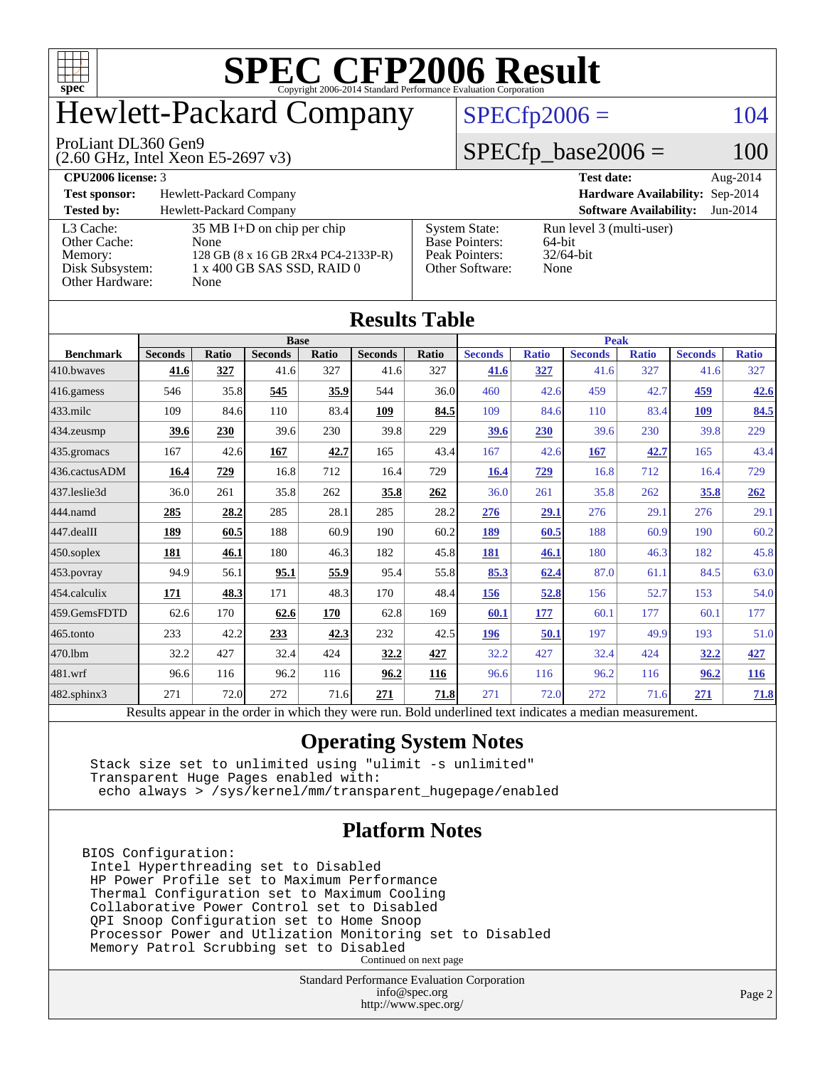# SPEC CFP2006 Result

Copyright 2006-2014 Standard Performance Evaluation Corporation

## Hewlett-Packard Company

ProLiant DL360 Gen9
(2.60 GHz, Intel Xeon E5-2697 v3)

SPECfp2006 = 104

SPECfp_base2006 = 100

| | | | |
|---|---|---|---|
| **CPU2006 license:** 3 | | **Test date:** | Aug-2014 |
| **Test sponsor:** | Hewlett-Packard Company | **Hardware Availability:** | Sep-2014 |
| **Tested by:** | Hewlett-Packard Company | **Software Availability:** | Jun-2014 |

| | | | |
|---|---|---|---|
| L3 Cache: | 35 MB I+D on chip per chip | System State: | Run level 3 (multi-user) |
| Other Cache: | None | Base Pointers: | 64-bit |
| Memory: | 128 GB (8 x 16 GB 2Rx4 PC4-2133P-R) | Peak Pointers: | 32/64-bit |
| Disk Subsystem: | 1 x 400 GB SAS SSD, RAID 0 | Other Software: | None |
| Other Hardware: | None | | |

## Results Table

| | Base | | | | | | Peak | | | | | |
|---|---|---|---|---|---|---|---|---|---|---|---|---|
| **Benchmark** | **Seconds** | **Ratio** | **Seconds** | **Ratio** | **Seconds** | **Ratio** | **Seconds** | **Ratio** | **Seconds** | **Ratio** | **Seconds** | **Ratio** |
| 410.bwaves | **41.6** | **327** | 41.6 | 327 | 41.6 | 327 | **41.6** | **327** | 41.6 | 327 | 41.6 | 327 |
| 416.gamess | 546 | 35.8 | **545** | **35.9** | 544 | 36.0 | 460 | 42.6 | 459 | 42.7 | **459** | **42.6** |
| 433.milc | 109 | 84.6 | 110 | 83.4 | **109** | **84.5** | 109 | 84.6 | 110 | 83.4 | **109** | **84.5** |
| 434.zeusmp | **39.6** | **230** | 39.6 | 230 | 39.8 | 229 | **39.6** | **230** | 39.6 | 230 | 39.8 | 229 |
| 435.gromacs | 167 | 42.6 | **167** | **42.7** | 165 | 43.4 | 167 | 42.6 | **167** | **42.7** | 165 | 43.4 |
| 436.cactusADM | **16.4** | **729** | 16.8 | 712 | 16.4 | 729 | **16.4** | **729** | 16.8 | 712 | 16.4 | 729 |
| 437.leslie3d | 36.0 | 261 | 35.8 | 262 | **35.8** | **262** | 36.0 | 261 | 35.8 | 262 | **35.8** | **262** |
| 444.namd | **285** | **28.2** | 285 | 28.1 | 285 | 28.2 | **276** | **29.1** | 276 | 29.1 | 276 | 29.1 |
| 447.dealII | **189** | **60.5** | 188 | 60.9 | 190 | 60.2 | **189** | **60.5** | 188 | 60.9 | 190 | 60.2 |
| 450.soplex | **181** | **46.1** | 180 | 46.3 | 182 | 45.8 | **181** | **46.1** | 180 | 46.3 | 182 | 45.8 |
| 453.povray | 94.9 | 56.1 | **95.1** | **55.9** | 95.4 | 55.8 | **85.3** | **62.4** | 87.0 | 61.1 | 84.5 | 63.0 |
| 454.calculix | **171** | **48.3** | 171 | 48.3 | 170 | 48.4 | **156** | **52.8** | 156 | 52.7 | 153 | 54.0 |
| 459.GemsFDTD | 62.6 | 170 | **62.6** | **170** | 62.8 | 169 | **60.1** | **177** | 60.1 | 177 | 60.1 | 177 |
| 465.tonto | 233 | 42.2 | **233** | **42.3** | 232 | 42.5 | **196** | **50.1** | 197 | 49.9 | 193 | 51.0 |
| 470.lbm | 32.2 | 427 | 32.4 | 424 | **32.2** | **427** | 32.2 | 427 | 32.4 | 424 | **32.2** | **427** |
| 481.wrf | 96.6 | 116 | 96.2 | 116 | **96.2** | **116** | 96.6 | 116 | 96.2 | 116 | **96.2** | **116** |
| 482.sphinx3 | 271 | 72.0 | 272 | 71.6 | **271** | **71.8** | 271 | 72.0 | 272 | 71.6 | **271** | **71.8** |

Results appear in the order in which they were run. Bold underlined text indicates a median measurement.

## Operating System Notes

```
Stack size set to unlimited using "ulimit -s unlimited"
Transparent Huge Pages enabled with:
 echo always > /sys/kernel/mm/transparent_hugepage/enabled
```

## Platform Notes

```
BIOS Configuration:
 Intel Hyperthreading set to Disabled
 HP Power Profile set to Maximum Performance
 Thermal Configuration set to Maximum Cooling
 Collaborative Power Control set to Disabled
 QPI Snoop Configuration set to Home Snoop
 Processor Power and Utlization Monitoring set to Disabled
 Memory Patrol Scrubbing set to Disabled
```

Continued on next page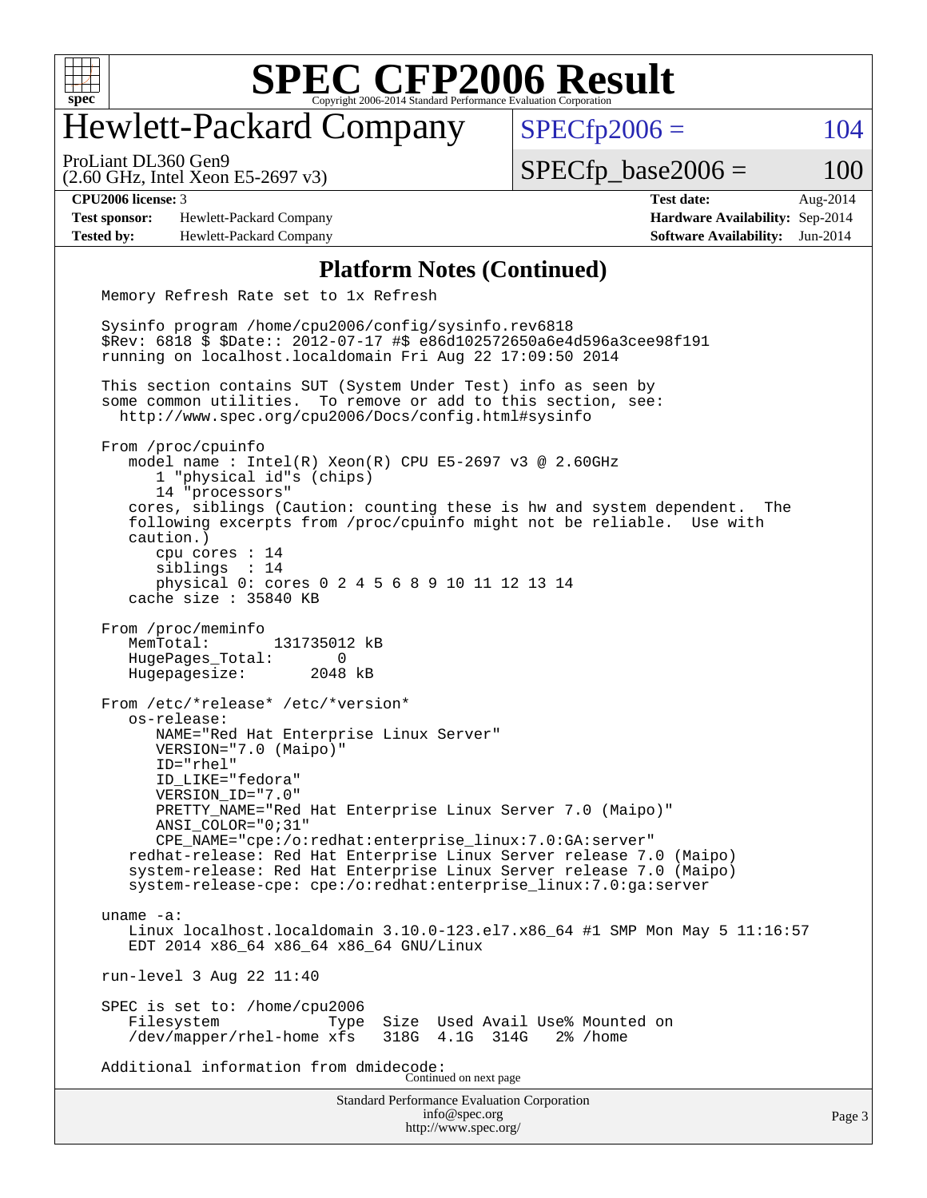# SPEC CFP2006 Result

Copyright 2006-2014 Standard Performance Evaluation Corporation

## Hewlett-Packard Company

ProLiant DL360 Gen9
(2.60 GHz, Intel Xeon E5-2697 v3)

SPECfp2006 = 104

SPECfp_base2006 = 100

| | | | |
|---|---|---|---|
| **CPU2006 license:** 3 | | **Test date:** | Aug-2014 |
| **Test sponsor:** | Hewlett-Packard Company | **Hardware Availability:** | Sep-2014 |
| **Tested by:** | Hewlett-Packard Company | **Software Availability:** | Jun-2014 |

### Platform Notes (Continued)

```
Memory Refresh Rate set to 1x Refresh

Sysinfo program /home/cpu2006/config/sysinfo.rev6818
$Rev: 6818 $ $Date:: 2012-07-17 #$ e86d102572650a6e4d596a3cee98f191
running on localhost.localdomain Fri Aug 22 17:09:50 2014

This section contains SUT (System Under Test) info as seen by
some common utilities.  To remove or add to this section, see:
  http://www.spec.org/cpu2006/Docs/config.html#sysinfo

From /proc/cpuinfo
   model name : Intel(R) Xeon(R) CPU E5-2697 v3 @ 2.60GHz
      1 "physical id"s (chips)
      14 "processors"
   cores, siblings (Caution: counting these is hw and system dependent.  The
   following excerpts from /proc/cpuinfo might not be reliable.  Use with
   caution.)
      cpu cores : 14
      siblings  : 14
      physical 0: cores 0 2 4 5 6 8 9 10 11 12 13 14
   cache size : 35840 KB

From /proc/meminfo
   MemTotal:       131735012 kB
   HugePages_Total:       0
   Hugepagesize:       2048 kB

From /etc/*release* /etc/*version*
   os-release:
      NAME="Red Hat Enterprise Linux Server"
      VERSION="7.0 (Maipo)"
      ID="rhel"
      ID_LIKE="fedora"
      VERSION_ID="7.0"
      PRETTY_NAME="Red Hat Enterprise Linux Server 7.0 (Maipo)"
      ANSI_COLOR="0;31"
      CPE_NAME="cpe:/o:redhat:enterprise_linux:7.0:GA:server"
   redhat-release: Red Hat Enterprise Linux Server release 7.0 (Maipo)
   system-release: Red Hat Enterprise Linux Server release 7.0 (Maipo)
   system-release-cpe: cpe:/o:redhat:enterprise_linux:7.0:ga:server

uname -a:
   Linux localhost.localdomain 3.10.0-123.el7.x86_64 #1 SMP Mon May 5 11:16:57
   EDT 2014 x86_64 x86_64 x86_64 GNU/Linux

run-level 3 Aug 22 11:40

SPEC is set to: /home/cpu2006
   Filesystem            Type  Size  Used Avail Use% Mounted on
   /dev/mapper/rhel-home xfs   318G  4.1G  314G   2% /home

Additional information from dmidecode:
```

Continued on next page

Standard Performance Evaluation Corporation
info@spec.org
http://www.spec.org/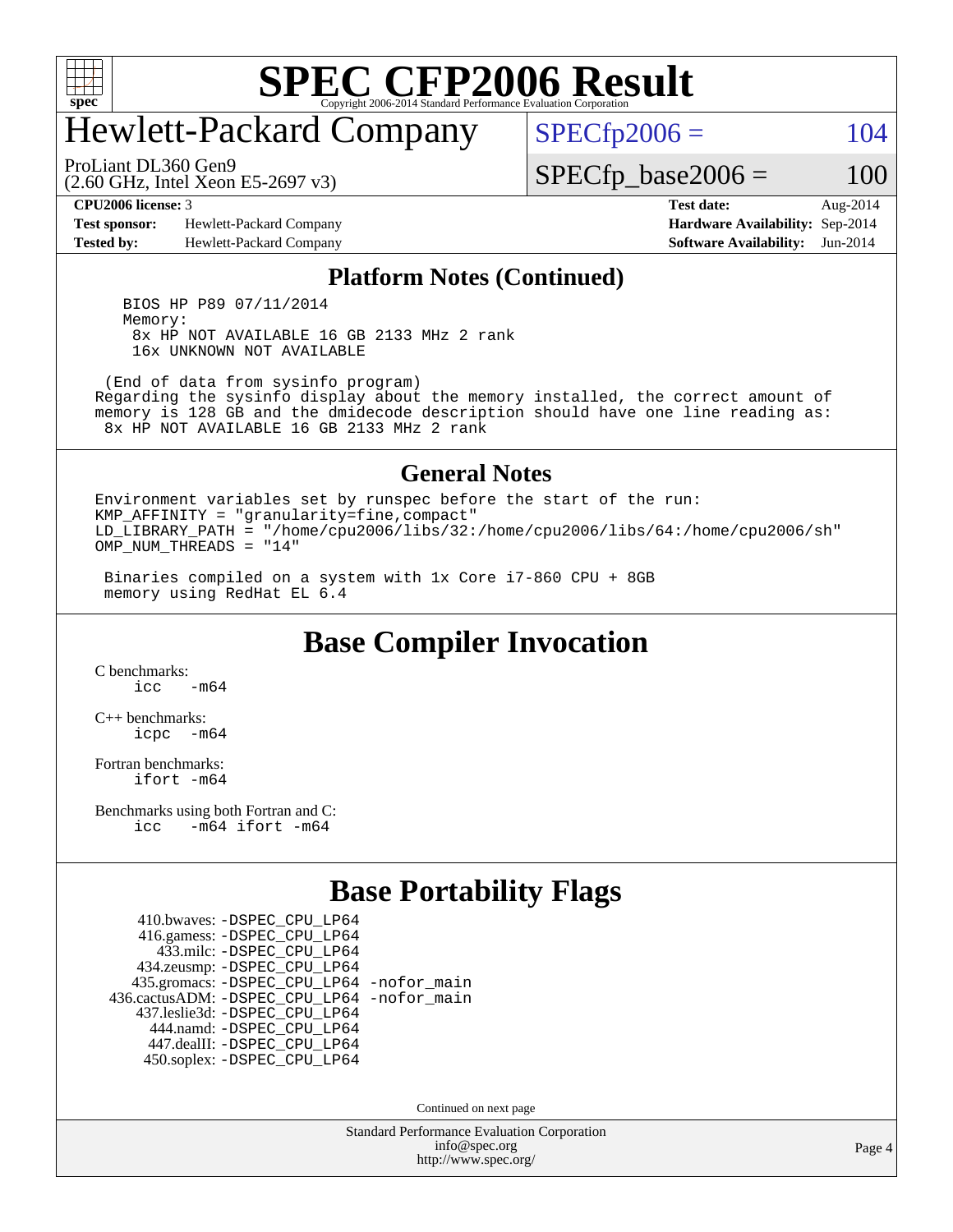# SPEC CFP2006 Result

## Hewlett-Packard Company

ProLiant DL360 Gen9
(2.60 GHz, Intel Xeon E5-2697 v3)

SPECfp2006 = 104

SPECfp_base2006 = 100

**CPU2006 license:** 3
**Test sponsor:** Hewlett-Packard Company
**Tested by:** Hewlett-Packard Company

**Test date:** Aug-2014
**Hardware Availability:** Sep-2014
**Software Availability:** Jun-2014

### Platform Notes (Continued)

```
   BIOS HP P89 07/11/2014
   Memory:
     8x HP NOT AVAILABLE 16 GB 2133 MHz 2 rank
     16x UNKNOWN NOT AVAILABLE

  (End of data from sysinfo program)
Regarding the sysinfo display about the memory installed, the correct amount of
memory is 128 GB and the dmidecode description should have one line reading as:
  8x HP NOT AVAILABLE 16 GB 2133 MHz 2 rank
```

### General Notes

```
Environment variables set by runspec before the start of the run:
KMP_AFFINITY = "granularity=fine,compact"
LD_LIBRARY_PATH = "/home/cpu2006/libs/32:/home/cpu2006/libs/64:/home/cpu2006/sh"
OMP_NUM_THREADS = "14"

 Binaries compiled on a system with 1x Core i7-860 CPU + 8GB
 memory using RedHat EL 6.4
```

## Base Compiler Invocation

C benchmarks:
    icc -m64

C++ benchmarks:
    icpc -m64

Fortran benchmarks:
    ifort -m64

Benchmarks using both Fortran and C:
    icc -m64 ifort -m64

## Base Portability Flags

```
     410.bwaves: -DSPEC_CPU_LP64
     416.gamess: -DSPEC_CPU_LP64
       433.milc: -DSPEC_CPU_LP64
     434.zeusmp: -DSPEC_CPU_LP64
    435.gromacs: -DSPEC_CPU_LP64 -nofor_main
 436.cactusADM: -DSPEC_CPU_LP64 -nofor_main
   437.leslie3d: -DSPEC_CPU_LP64
      444.namd: -DSPEC_CPU_LP64
     447.dealII: -DSPEC_CPU_LP64
     450.soplex: -DSPEC_CPU_LP64
```

Continued on next page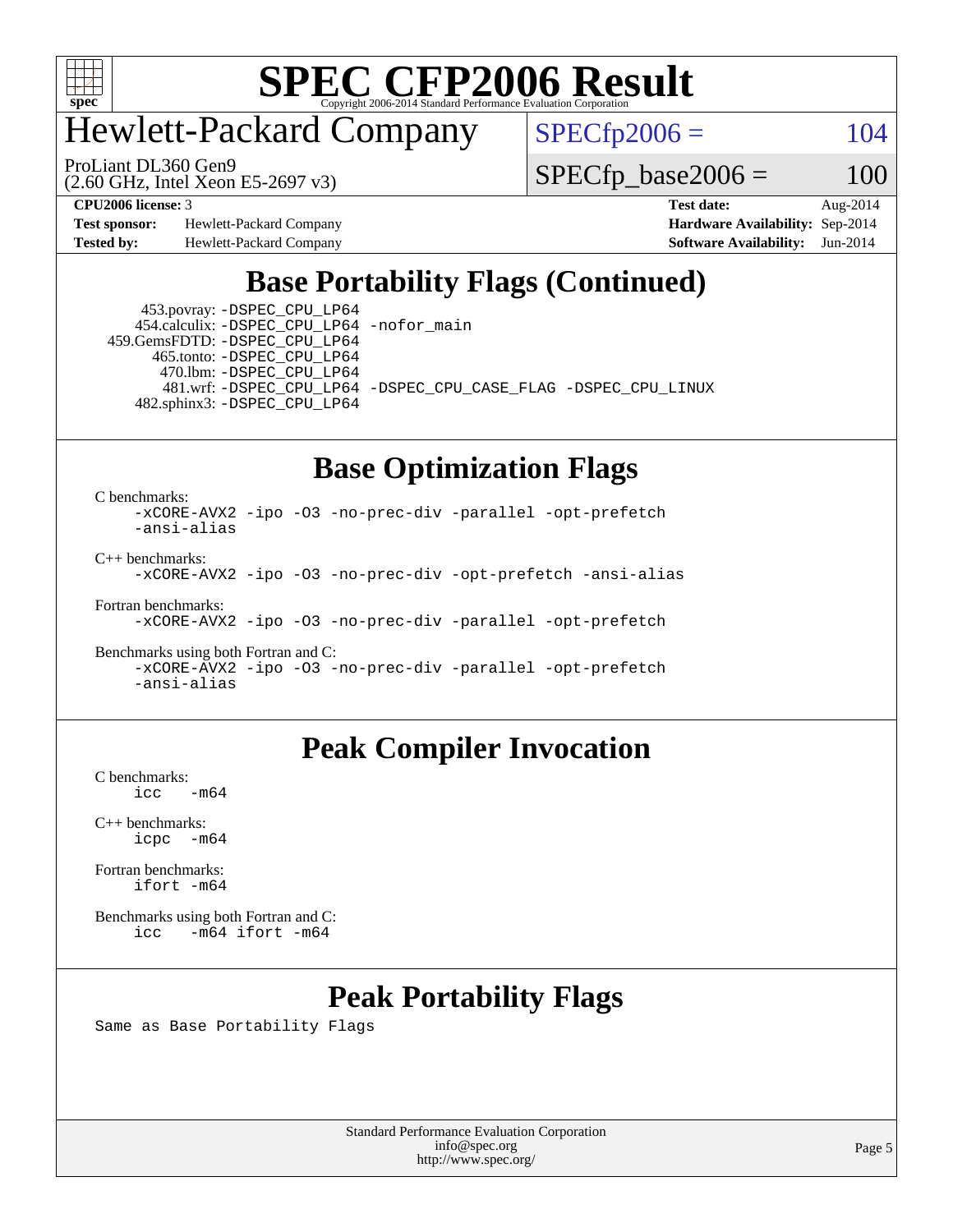# SPEC CFP2006 Result

Copyright 2006-2014 Standard Performance Evaluation Corporation

## Hewlett-Packard Company

ProLiant DL360 Gen9
(2.60 GHz, Intel Xeon E5-2697 v3)

SPECfp2006 = 104

SPECfp_base2006 = 100

| | | | |
|---|---|---|---|
| **CPU2006 license:** 3 | | **Test date:** | Aug-2014 |
| **Test sponsor:** | Hewlett-Packard Company | **Hardware Availability:** | Sep-2014 |
| **Tested by:** | Hewlett-Packard Company | **Software Availability:** | Jun-2014 |

## Base Portability Flags (Continued)

```
    453.povray: -DSPEC_CPU_LP64
   454.calculix: -DSPEC_CPU_LP64 -nofor_main
  459.GemsFDTD: -DSPEC_CPU_LP64
     465.tonto: -DSPEC_CPU_LP64
       470.lbm: -DSPEC_CPU_LP64
       481.wrf: -DSPEC_CPU_LP64 -DSPEC_CPU_CASE_FLAG -DSPEC_CPU_LINUX
   482.sphinx3: -DSPEC_CPU_LP64
```

## Base Optimization Flags

C benchmarks:

```
-xCORE-AVX2 -ipo -O3 -no-prec-div -parallel -opt-prefetch
-ansi-alias
```

C++ benchmarks:

```
-xCORE-AVX2 -ipo -O3 -no-prec-div -opt-prefetch -ansi-alias
```

Fortran benchmarks:

```
-xCORE-AVX2 -ipo -O3 -no-prec-div -parallel -opt-prefetch
```

Benchmarks using both Fortran and C:

```
-xCORE-AVX2 -ipo -O3 -no-prec-div -parallel -opt-prefetch
-ansi-alias
```

## Peak Compiler Invocation

C benchmarks:

```
icc   -m64
```

C++ benchmarks:

```
icpc  -m64
```

Fortran benchmarks:

```
ifort -m64
```

Benchmarks using both Fortran and C:

```
icc   -m64 ifort -m64
```

## Peak Portability Flags

Same as Base Portability Flags

Standard Performance Evaluation Corporation
info@spec.org
http://www.spec.org/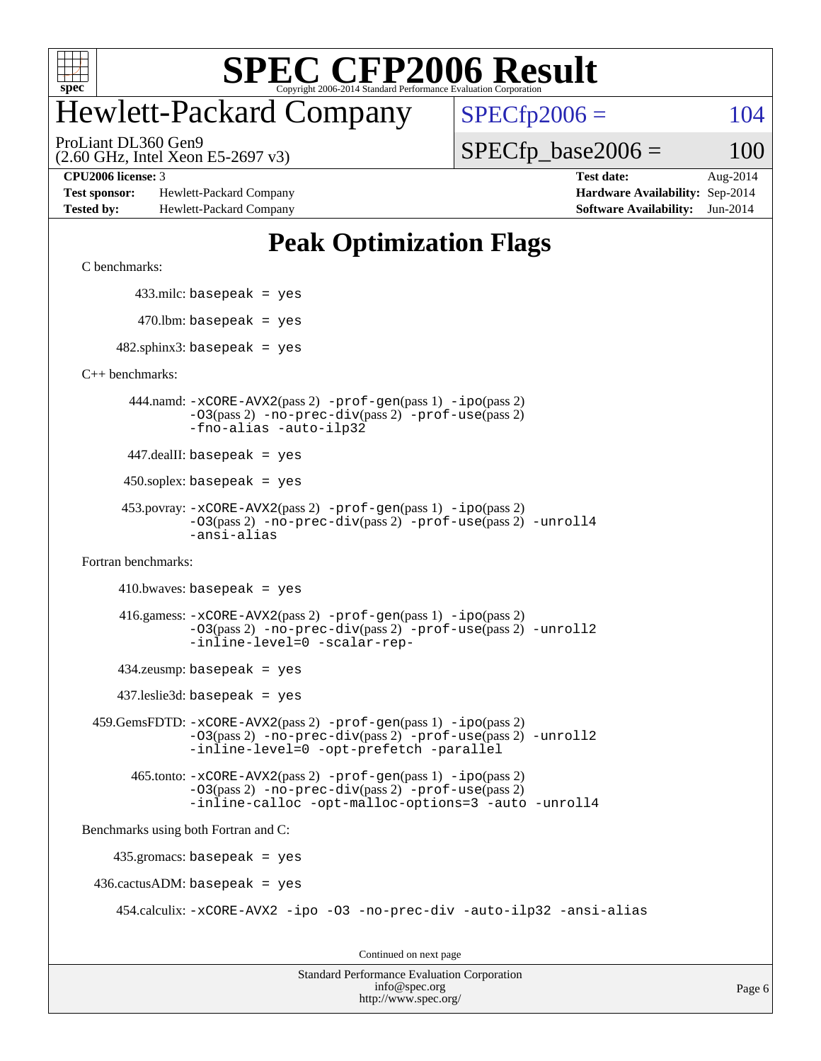# SPEC CFP2006 Result

Copyright 2006-2014 Standard Performance Evaluation Corporation

## Hewlett-Packard Company

ProLiant DL360 Gen9
(2.60 GHz, Intel Xeon E5-2697 v3)

SPECfp2006 = 104

SPECfp_base2006 = 100

| | | | |
|---|---|---|---|
| **CPU2006 license:** | 3 | **Test date:** | Aug-2014 |
| **Test sponsor:** | Hewlett-Packard Company | **Hardware Availability:** | Sep-2014 |
| **Tested by:** | Hewlett-Packard Company | **Software Availability:** | Jun-2014 |

## Peak Optimization Flags

C benchmarks:

433.milc: `basepeak = yes`

470.lbm: `basepeak = yes`

482.sphinx3: `basepeak = yes`

C++ benchmarks:

444.namd: `-xCORE-AVX2`(pass 2) `-prof-gen`(pass 1) `-ipo`(pass 2) `-O3`(pass 2) `-no-prec-div`(pass 2) `-prof-use`(pass 2) `-fno-alias -auto-ilp32`

447.dealII: `basepeak = yes`

450.soplex: `basepeak = yes`

453.povray: `-xCORE-AVX2`(pass 2) `-prof-gen`(pass 1) `-ipo`(pass 2) `-O3`(pass 2) `-no-prec-div`(pass 2) `-prof-use`(pass 2) `-unroll4 -ansi-alias`

Fortran benchmarks:

410.bwaves: `basepeak = yes`

416.gamess: `-xCORE-AVX2`(pass 2) `-prof-gen`(pass 1) `-ipo`(pass 2) `-O3`(pass 2) `-no-prec-div`(pass 2) `-prof-use`(pass 2) `-unroll2 -inline-level=0 -scalar-rep-`

434.zeusmp: `basepeak = yes`

437.leslie3d: `basepeak = yes`

459.GemsFDTD: `-xCORE-AVX2`(pass 2) `-prof-gen`(pass 1) `-ipo`(pass 2) `-O3`(pass 2) `-no-prec-div`(pass 2) `-prof-use`(pass 2) `-unroll2 -inline-level=0 -opt-prefetch -parallel`

465.tonto: `-xCORE-AVX2`(pass 2) `-prof-gen`(pass 1) `-ipo`(pass 2) `-O3`(pass 2) `-no-prec-div`(pass 2) `-prof-use`(pass 2) `-inline-calloc -opt-malloc-options=3 -auto -unroll4`

Benchmarks using both Fortran and C:

435.gromacs: `basepeak = yes`

436.cactusADM: `basepeak = yes`

454.calculix: `-xCORE-AVX2 -ipo -O3 -no-prec-div -auto-ilp32 -ansi-alias`

Continued on next page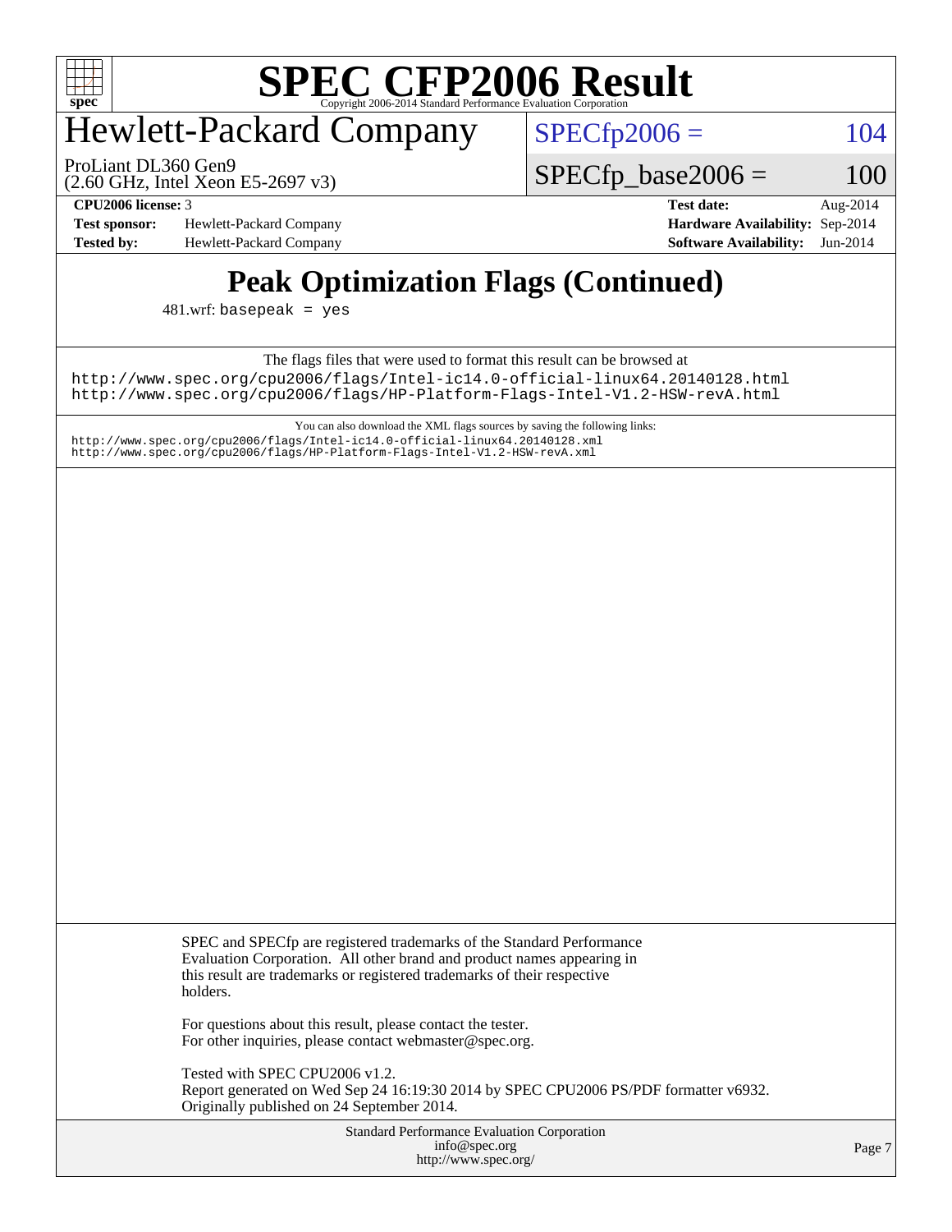## Peak Optimization Flags (Continued)

481.wrf: basepeak = yes

The flags files that were used to format this result can be browsed at
http://www.spec.org/cpu2006/flags/Intel-ic14.0-official-linux64.20140128.html
http://www.spec.org/cpu2006/flags/HP-Platform-Flags-Intel-V1.2-HSW-revA.html

You can also download the XML flags sources by saving the following links:
http://www.spec.org/cpu2006/flags/Intel-ic14.0-official-linux64.20140128.xml
http://www.spec.org/cpu2006/flags/HP-Platform-Flags-Intel-V1.2-HSW-revA.xml

SPEC and SPECfp are registered trademarks of the Standard Performance Evaluation Corporation. All other brand and product names appearing in this result are trademarks or registered trademarks of their respective holders.

For questions about this result, please contact the tester.
For other inquiries, please contact webmaster@spec.org.

Tested with SPEC CPU2006 v1.2.
Report generated on Wed Sep 24 16:19:30 2014 by SPEC CPU2006 PS/PDF formatter v6932.
Originally published on 24 September 2014.